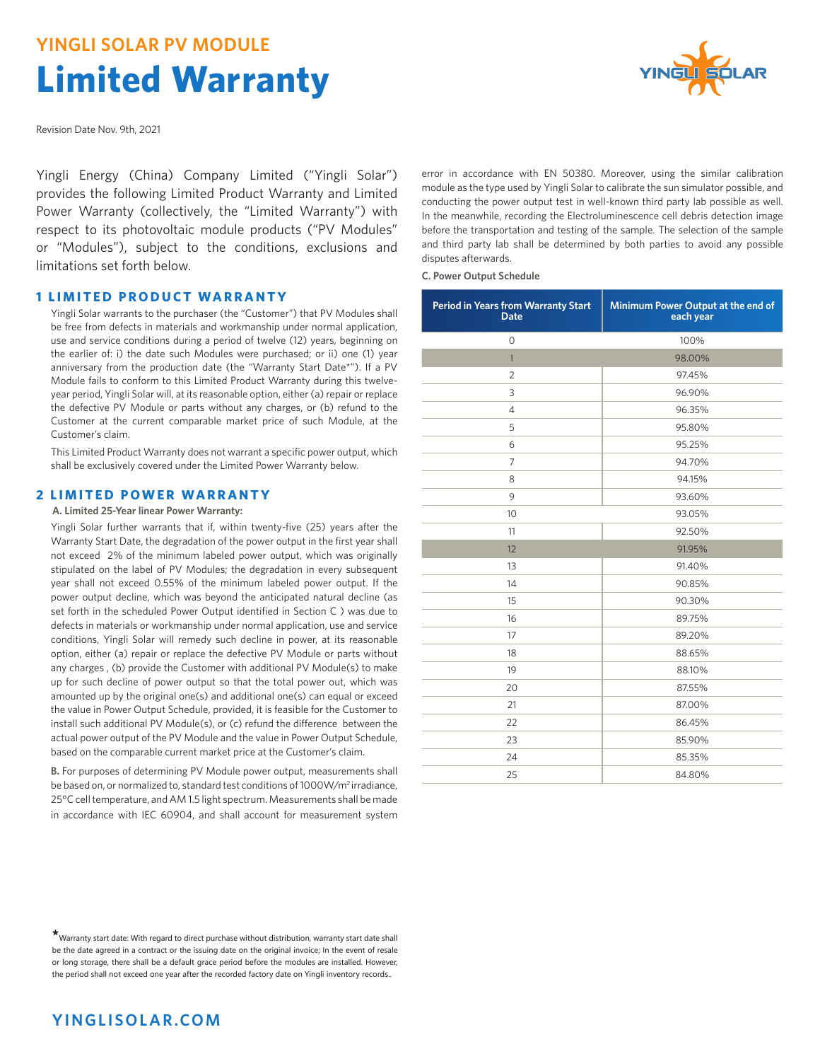# YINGLI SOLAR PV MODULE

# Limited Warranty

Revision Date Nov. 9th, 2021

Yingli Energy (China) Company Limited ("Yingli Solar") provides the following Limited Product Warranty and Limited Power Warranty (collectively, the "Limited Warranty") with respect to its photovoltaic module products ("PV Modules" or "Modules"), subject to the conditions, exclusions and limitations set forth below.

## 1 LIMITED PRODUCT WARRANTY

Yingli Solar warrants to the purchaser (the "Customer") that PV Modules shall be free from defects in materials and workmanship under normal application, use and service conditions during a period of twelve (12) years, beginning on the earlier of: i) the date such Modules were purchased; or ii) one (1) year anniversary from the production date (the "Warranty Start Date*"). If a PV Module fails to conform to this Limited Product Warranty during this twelve-year period, Yingli Solar will, at its reasonable option, either (a) repair or replace the defective PV Module or parts without any charges, or (b) refund to the Customer at the current comparable market price of such Module, at the Customer's claim.

This Limited Product Warranty does not warrant a specific power output, which shall be exclusively covered under the Limited Power Warranty below.

## 2 LIMITED POWER WARRANTY

**A. Limited 25-Year linear Power Warranty:**

Yingli Solar further warrants that if, within twenty-five (25) years after the Warranty Start Date, the degradation of the power output in the first year shall not exceed 2% of the minimum labeled power output, which was originally stipulated on the label of PV Modules; the degradation in every subsequent year shall not exceed 0.55% of the minimum labeled power output. If the power output decline, which was beyond the anticipated natural decline (as set forth in the scheduled Power Output identified in Section C ) was due to defects in materials or workmanship under normal application, use and service conditions, Yingli Solar will remedy such decline in power, at its reasonable option, either (a) repair or replace the defective PV Module or parts without any charges , (b) provide the Customer with additional PV Module(s) to make up for such decline of power output so that the total power out, which was amounted up by the original one(s) and additional one(s) can equal or exceed the value in Power Output Schedule, provided, it is feasible for the Customer to install such additional PV Module(s), or (c) refund the difference between the actual power output of the PV Module and the value in Power Output Schedule, based on the comparable current market price at the Customer's claim.

**B.** For purposes of determining PV Module power output, measurements shall be based on, or normalized to, standard test conditions of 1000W/m$^2$ irradiance, 25°C cell temperature, and AM 1.5 light spectrum. Measurements shall be made in accordance with IEC 60904, and shall account for measurement system error in accordance with EN 50380. Moreover, using the similar calibration module as the type used by Yingli Solar to calibrate the sun simulator possible, and conducting the power output test in well-known third party lab possible as well. In the meanwhile, recording the Electroluminescence cell debris detection image before the transportation and testing of the sample. The selection of the sample and third party lab shall be determined by both parties to avoid any possible disputes afterwards.

**C. Power Output Schedule**

| Period in Years from Warranty Start Date | Minimum Power Output at the end of each year |
|---|---|
| 0 | 100% |
| 1 | 98.00% |
| 2 | 97.45% |
| 3 | 96.90% |
| 4 | 96.35% |
| 5 | 95.80% |
| 6 | 95.25% |
| 7 | 94.70% |
| 8 | 94.15% |
| 9 | 93.60% |
| 10 | 93.05% |
| 11 | 92.50% |
| 12 | 91.95% |
| 13 | 91.40% |
| 14 | 90.85% |
| 15 | 90.30% |
| 16 | 89.75% |
| 17 | 89.20% |
| 18 | 88.65% |
| 19 | 88.10% |
| 20 | 87.55% |
| 21 | 87.00% |
| 22 | 86.45% |
| 23 | 85.90% |
| 24 | 85.35% |
| 25 | 84.80% |

*Warranty start date: With regard to direct purchase without distribution, warranty start date shall be the date agreed in a contract or the issuing date on the original invoice; In the event of resale or long storage, there shall be a default grace period before the modules are installed. However, the period shall not exceed one year after the recorded factory date on Yingli inventory records..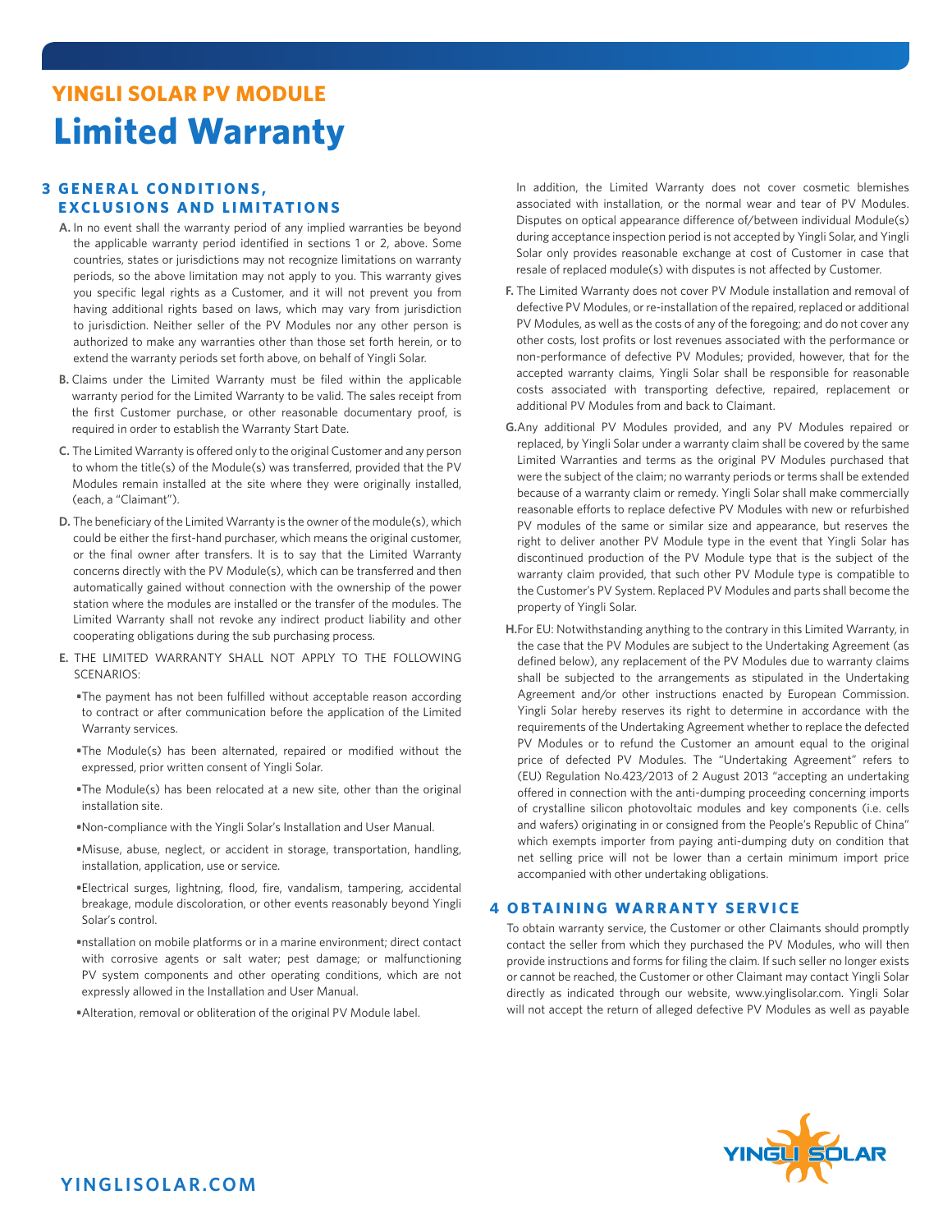# YINGLI SOLAR PV MODULE
# Limited Warranty

## 3 GENERAL CONDITIONS, EXCLUSIONS AND LIMITATIONS

**A.** In no event shall the warranty period of any implied warranties be beyond the applicable warranty period identified in sections 1 or 2, above. Some countries, states or jurisdictions may not recognize limitations on warranty periods, so the above limitation may not apply to you. This warranty gives you specific legal rights as a Customer, and it will not prevent you from having additional rights based on laws, which may vary from jurisdiction to jurisdiction. Neither seller of the PV Modules nor any other person is authorized to make any warranties other than those set forth herein, or to extend the warranty periods set forth above, on behalf of Yingli Solar.

**B.** Claims under the Limited Warranty must be filed within the applicable warranty period for the Limited Warranty to be valid. The sales receipt from the first Customer purchase, or other reasonable documentary proof, is required in order to establish the Warranty Start Date.

**C.** The Limited Warranty is offered only to the original Customer and any person to whom the title(s) of the Module(s) was transferred, provided that the PV Modules remain installed at the site where they were originally installed, (each, a "Claimant").

**D.** The beneficiary of the Limited Warranty is the owner of the module(s), which could be either the first-hand purchaser, which means the original customer, or the final owner after transfers. It is to say that the Limited Warranty concerns directly with the PV Module(s), which can be transferred and then automatically gained without connection with the ownership of the power station where the modules are installed or the transfer of the modules. The Limited Warranty shall not revoke any indirect product liability and other cooperating obligations during the sub purchasing process.

**E.** THE LIMITED WARRANTY SHALL NOT APPLY TO THE FOLLOWING SCENARIOS:

- The payment has not been fulfilled without acceptable reason according to contract or after communication before the application of the Limited Warranty services.
- The Module(s) has been alternated, repaired or modified without the expressed, prior written consent of Yingli Solar.
- The Module(s) has been relocated at a new site, other than the original installation site.
- Non-compliance with the Yingli Solar's Installation and User Manual.
- Misuse, abuse, neglect, or accident in storage, transportation, handling, installation, application, use or service.
- Electrical surges, lightning, flood, fire, vandalism, tampering, accidental breakage, module discoloration, or other events reasonably beyond Yingli Solar's control.
- nstallation on mobile platforms or in a marine environment; direct contact with corrosive agents or salt water; pest damage; or malfunctioning PV system components and other operating conditions, which are not expressly allowed in the Installation and User Manual.
- Alteration, removal or obliteration of the original PV Module label.

In addition, the Limited Warranty does not cover cosmetic blemishes associated with installation, or the normal wear and tear of PV Modules. Disputes on optical appearance difference of/between individual Module(s) during acceptance inspection period is not accepted by Yingli Solar, and Yingli Solar only provides reasonable exchange at cost of Customer in case that resale of replaced module(s) with disputes is not affected by Customer.

**F.** The Limited Warranty does not cover PV Module installation and removal of defective PV Modules, or re-installation of the repaired, replaced or additional PV Modules, as well as the costs of any of the foregoing; and do not cover any other costs, lost profits or lost revenues associated with the performance or non-performance of defective PV Modules; provided, however, that for the accepted warranty claims, Yingli Solar shall be responsible for reasonable costs associated with transporting defective, repaired, replacement or additional PV Modules from and back to Claimant.

**G.** Any additional PV Modules provided, and any PV Modules repaired or replaced, by Yingli Solar under a warranty claim shall be covered by the same Limited Warranties and terms as the original PV Modules purchased that were the subject of the claim; no warranty periods or terms shall be extended because of a warranty claim or remedy. Yingli Solar shall make commercially reasonable efforts to replace defective PV Modules with new or refurbished PV modules of the same or similar size and appearance, but reserves the right to deliver another PV Module type in the event that Yingli Solar has discontinued production of the PV Module type that is the subject of the warranty claim provided, that such other PV Module type is compatible to the Customer's PV System. Replaced PV Modules and parts shall become the property of Yingli Solar.

**H.** For EU: Notwithstanding anything to the contrary in this Limited Warranty, in the case that the PV Modules are subject to the Undertaking Agreement (as defined below), any replacement of the PV Modules due to warranty claims shall be subjected to the arrangements as stipulated in the Undertaking Agreement and/or other instructions enacted by European Commission. Yingli Solar hereby reserves its right to determine in accordance with the requirements of the Undertaking Agreement whether to replace the defected PV Modules or to refund the Customer an amount equal to the original price of defected PV Modules. The "Undertaking Agreement" refers to (EU) Regulation No.423/2013 of 2 August 2013 "accepting an undertaking offered in connection with the anti-dumping proceeding concerning imports of crystalline silicon photovoltaic modules and key components (i.e. cells and wafers) originating in or consigned from the People's Republic of China" which exempts importer from paying anti-dumping duty on condition that net selling price will not be lower than a certain minimum import price accompanied with other undertaking obligations.

## 4 OBTAINING WARRANTY SERVICE

To obtain warranty service, the Customer or other Claimants should promptly contact the seller from which they purchased the PV Modules, who will then provide instructions and forms for filing the claim. If such seller no longer exists or cannot be reached, the Customer or other Claimant may contact Yingli Solar directly as indicated through our website, www.yinglisolar.com. Yingli Solar will not accept the return of alleged defective PV Modules as well as payable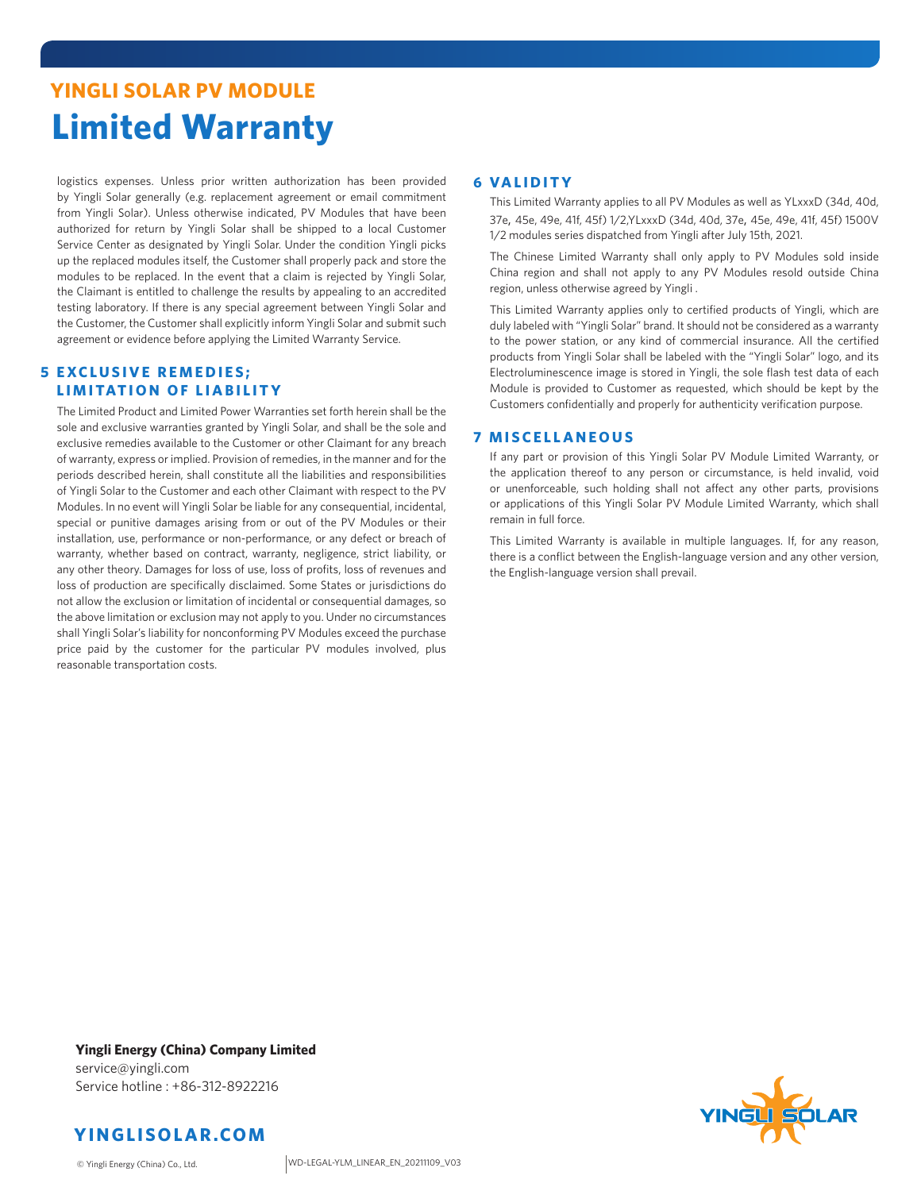logistics expenses. Unless prior written authorization has been provided by Yingli Solar generally (e.g. replacement agreement or email commitment from Yingli Solar). Unless otherwise indicated, PV Modules that have been authorized for return by Yingli Solar shall be shipped to a local Customer Service Center as designated by Yingli Solar. Under the condition Yingli picks up the replaced modules itself, the Customer shall properly pack and store the modules to be replaced. In the event that a claim is rejected by Yingli Solar, the Claimant is entitled to challenge the results by appealing to an accredited testing laboratory. If there is any special agreement between Yingli Solar and the Customer, the Customer shall explicitly inform Yingli Solar and submit such agreement or evidence before applying the Limited Warranty Service.

## 5 EXCLUSIVE REMEDIES; LIMITATION OF LIABILITY

The Limited Product and Limited Power Warranties set forth herein shall be the sole and exclusive warranties granted by Yingli Solar, and shall be the sole and exclusive remedies available to the Customer or other Claimant for any breach of warranty, express or implied. Provision of remedies, in the manner and for the periods described herein, shall constitute all the liabilities and responsibilities of Yingli Solar to the Customer and each other Claimant with respect to the PV Modules. In no event will Yingli Solar be liable for any consequential, incidental, special or punitive damages arising from or out of the PV Modules or their installation, use, performance or non-performance, or any defect or breach of warranty, whether based on contract, warranty, negligence, strict liability, or any other theory. Damages for loss of use, loss of profits, loss of revenues and loss of production are specifically disclaimed. Some States or jurisdictions do not allow the exclusion or limitation of incidental or consequential damages, so the above limitation or exclusion may not apply to you. Under no circumstances shall Yingli Solar's liability for nonconforming PV Modules exceed the purchase price paid by the customer for the particular PV modules involved, plus reasonable transportation costs.

## 6 VALIDITY

This Limited Warranty applies to all PV Modules as well as YLxxxD (34d, 40d, 37e, 45e, 49e, 41f, 45f) 1/2,YLxxxD (34d, 40d, 37e, 45e, 49e, 41f, 45f) 1500V 1/2 modules series dispatched from Yingli after July 15th, 2021.

The Chinese Limited Warranty shall only apply to PV Modules sold inside China region and shall not apply to any PV Modules resold outside China region, unless otherwise agreed by Yingli .

This Limited Warranty applies only to certified products of Yingli, which are duly labeled with "Yingli Solar" brand. It should not be considered as a warranty to the power station, or any kind of commercial insurance. All the certified products from Yingli Solar shall be labeled with the "Yingli Solar" logo, and its Electroluminescence image is stored in Yingli, the sole flash test data of each Module is provided to Customer as requested, which should be kept by the Customers confidentially and properly for authenticity verification purpose.

## 7 MISCELLANEOUS

If any part or provision of this Yingli Solar PV Module Limited Warranty, or the application thereof to any person or circumstance, is held invalid, void or unenforceable, such holding shall not affect any other parts, provisions or applications of this Yingli Solar PV Module Limited Warranty, which shall remain in full force.

This Limited Warranty is available in multiple languages. If, for any reason, there is a conflict between the English-language version and any other version, the English-language version shall prevail.

**Yingli Energy (China) Company Limited**
service@yingli.com
Service hotline : +86-312-8922216

**YINGLISOLAR.COM**

© Yingli Energy (China) Co., Ltd. | WD-LEGAL-YLM_LINEAR_EN_20211109_V03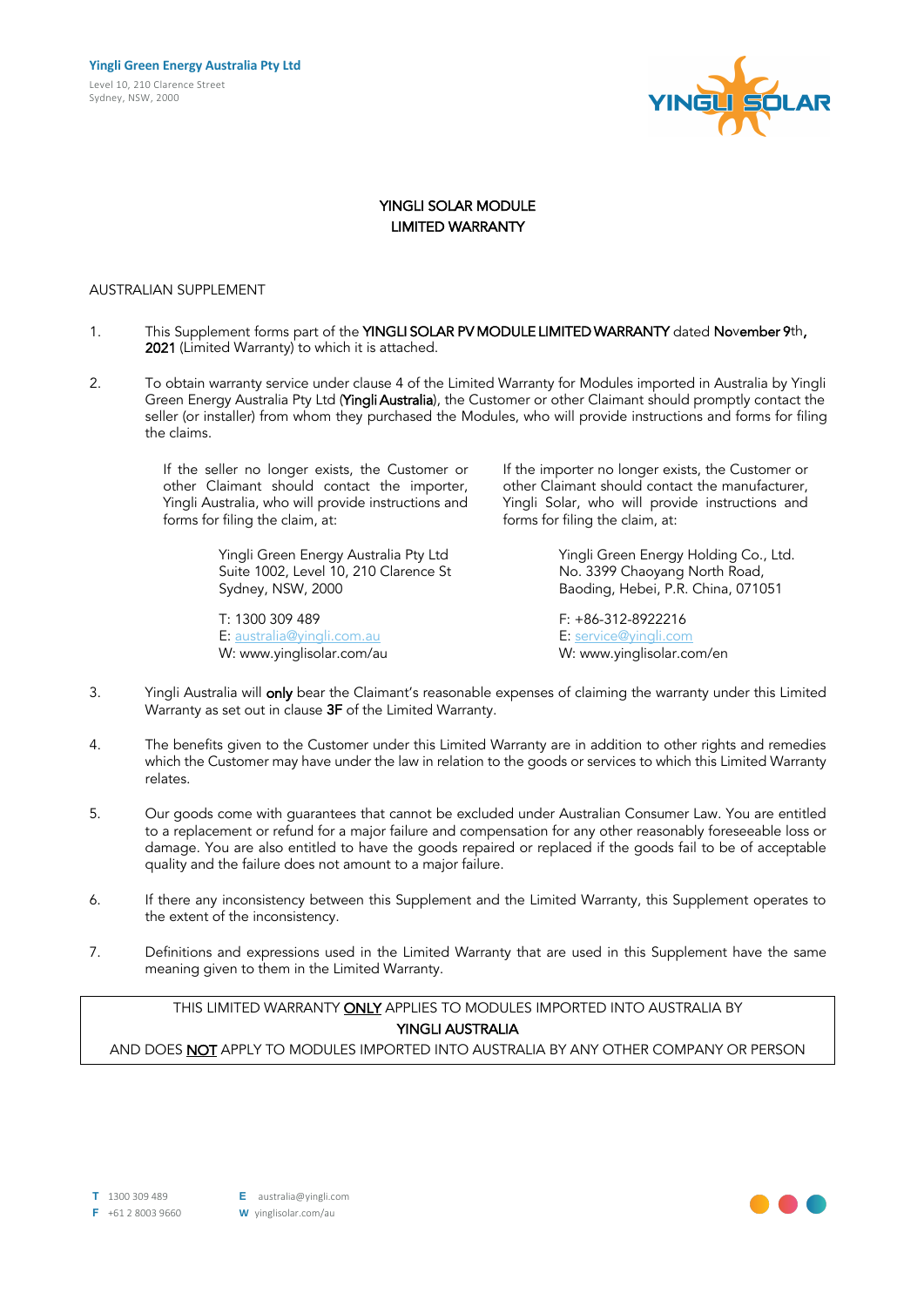**Yingli Green Energy Australia Pty Ltd**
Level 10, 210 Clarence Street
Sydney, NSW, 2000

# YINGLI SOLAR MODULE LIMITED WARRANTY

## AUSTRALIAN SUPPLEMENT

1. This Supplement forms part of the **YINGLI SOLAR PV MODULE LIMITED WARRANTY** dated **November 9th, 2021** (Limited Warranty) to which it is attached.

2. To obtain warranty service under clause 4 of the Limited Warranty for Modules imported in Australia by Yingli Green Energy Australia Pty Ltd (**Yingli Australia**), the Customer or other Claimant should promptly contact the seller (or installer) from whom they purchased the Modules, who will provide instructions and forms for filing the claims.

   If the seller no longer exists, the Customer or other Claimant should contact the importer, Yingli Australia, who will provide instructions and forms for filing the claim, at:

   Yingli Green Energy Australia Pty Ltd
   Suite 1002, Level 10, 210 Clarence St
   Sydney, NSW, 2000

   T: 1300 309 489
   E: australia@yingli.com.au
   W: www.yinglisolar.com/au

   If the importer no longer exists, the Customer or other Claimant should contact the manufacturer, Yingli Solar, who will provide instructions and forms for filing the claim, at:

   Yingli Green Energy Holding Co., Ltd.
   No. 3399 Chaoyang North Road,
   Baoding, Hebei, P.R. China, 071051

   F: +86-312-8922216
   E: service@yingli.com
   W: www.yinglisolar.com/en

3. Yingli Australia will **only** bear the Claimant's reasonable expenses of claiming the warranty under this Limited Warranty as set out in clause **3F** of the Limited Warranty.

4. The benefits given to the Customer under this Limited Warranty are in addition to other rights and remedies which the Customer may have under the law in relation to the goods or services to which this Limited Warranty relates.

5. Our goods come with guarantees that cannot be excluded under Australian Consumer Law. You are entitled to a replacement or refund for a major failure and compensation for any other reasonably foreseeable loss or damage. You are also entitled to have the goods repaired or replaced if the goods fail to be of acceptable quality and the failure does not amount to a major failure.

6. If there any inconsistency between this Supplement and the Limited Warranty, this Supplement operates to the extent of the inconsistency.

7. Definitions and expressions used in the Limited Warranty that are used in this Supplement have the same meaning given to them in the Limited Warranty.

THIS LIMITED WARRANTY <u>ONLY</u> APPLIES TO MODULES IMPORTED INTO AUSTRALIA BY **YINGLI AUSTRALIA** AND DOES <u>NOT</u> APPLY TO MODULES IMPORTED INTO AUSTRALIA BY ANY OTHER COMPANY OR PERSON

**T** 1300 309 489
**F** +61 2 8003 9660
**E** australia@yingli.com
**W** yinglisolar.com/au